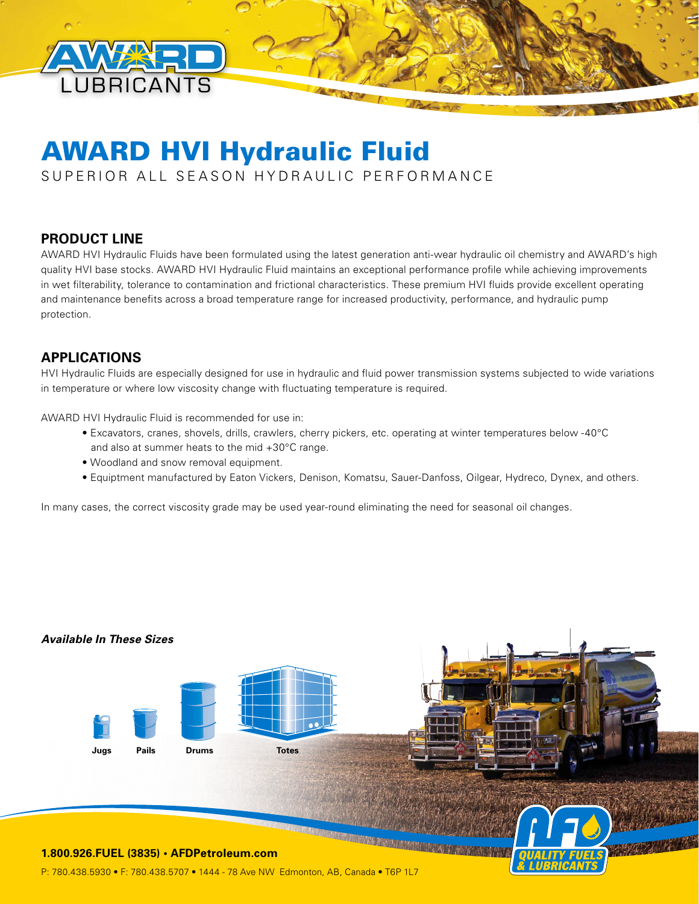# AWARD HVI Hydraulic Fluid

SUPERIOR ALL SEASON HYDRAULIC PERFORMANCE

## PRODUCT LINE

AWARD HVI Hydraulic Fluids have been formulated using the latest generation anti-wear hydraulic oil chemistry and AWARD's high quality HVI base stocks. AWARD HVI Hydraulic Fluid maintains an exceptional performance profile while achieving improvements in wet filterability, tolerance to contamination and frictional characteristics. These premium HVI fluids provide excellent operating and maintenance benefits across a broad temperature range for increased productivity, performance, and hydraulic pump protection.

## APPLICATIONS

HVI Hydraulic Fluids are especially designed for use in hydraulic and fluid power transmission systems subjected to wide variations in temperature or where low viscosity change with fluctuating temperature is required.

AWARD HVI Hydraulic Fluid is recommended for use in:

- Excavators, cranes, shovels, drills, crawlers, cherry pickers, etc. operating at winter temperatures below -40°C and also at summer heats to the mid +30°C range.
- Woodland and snow removal equipment.
- Equiptment manufactured by Eaton Vickers, Denison, Komatsu, Sauer-Danfoss, Oilgear, Hydreco, Dynex, and others.

In many cases, the correct viscosity grade may be used year-round eliminating the need for seasonal oil changes.

***Available In These Sizes***

Jugs | Pails | Drums | Totes

**1.800.926.FUEL (3835) • AFDPetroleum.com**

P: 780.438.5930 • F: 780.438.5707 • 1444 - 78 Ave NW Edmonton, AB, Canada • T6P 1L7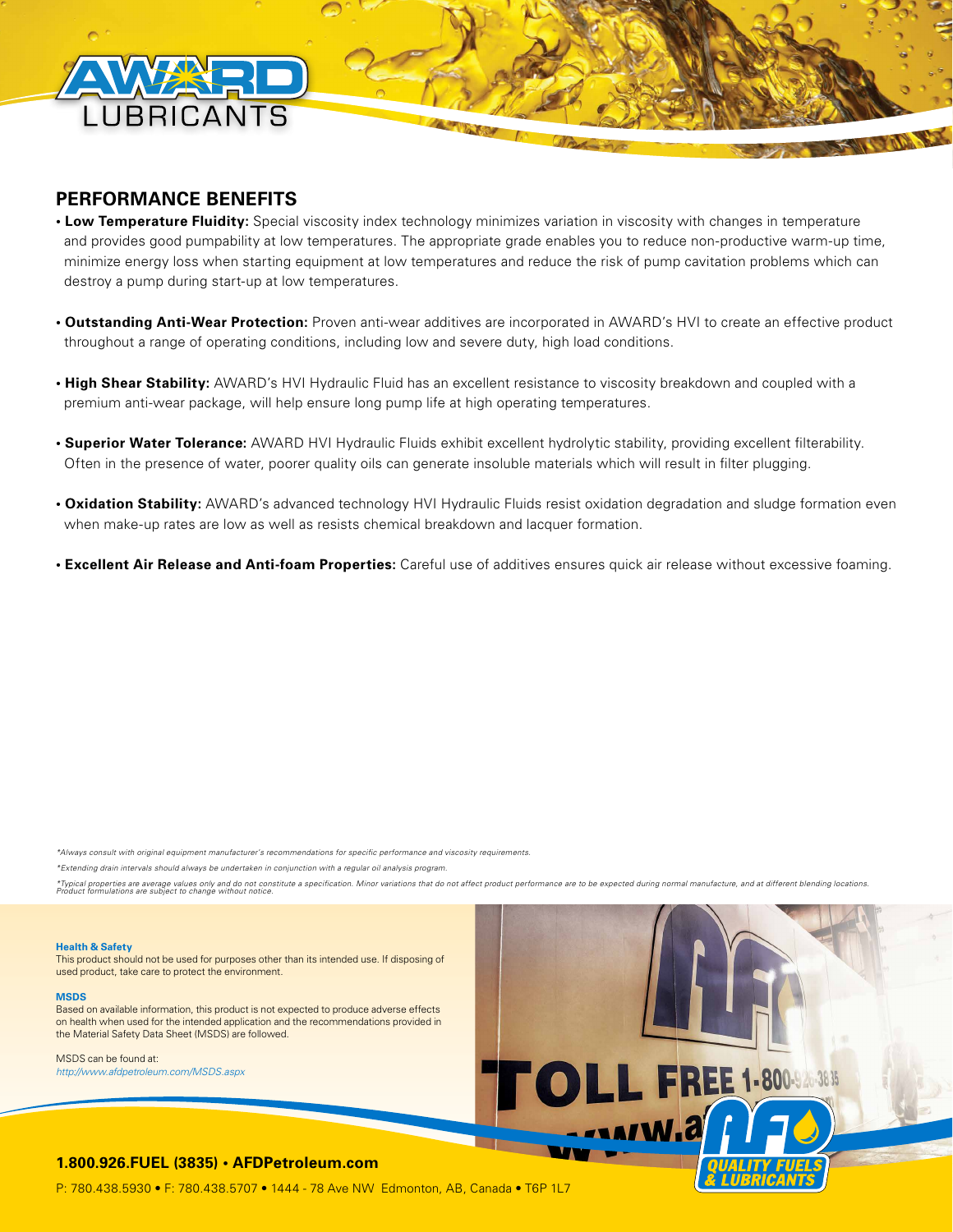## PERFORMANCE BENEFITS

- **Low Temperature Fluidity:** Special viscosity index technology minimizes variation in viscosity with changes in temperature and provides good pumpability at low temperatures. The appropriate grade enables you to reduce non-productive warm-up time, minimize energy loss when starting equipment at low temperatures and reduce the risk of pump cavitation problems which can destroy a pump during start-up at low temperatures.

- **Outstanding Anti-Wear Protection:** Proven anti-wear additives are incorporated in AWARD's HVI to create an effective product throughout a range of operating conditions, including low and severe duty, high load conditions.

- **High Shear Stability:** AWARD's HVI Hydraulic Fluid has an excellent resistance to viscosity breakdown and coupled with a premium anti-wear package, will help ensure long pump life at high operating temperatures.

- **Superior Water Tolerance:** AWARD HVI Hydraulic Fluids exhibit excellent hydrolytic stability, providing excellent filterability. Often in the presence of water, poorer quality oils can generate insoluble materials which will result in filter plugging.

- **Oxidation Stability:** AWARD's advanced technology HVI Hydraulic Fluids resist oxidation degradation and sludge formation even when make-up rates are low as well as resists chemical breakdown and lacquer formation.

- **Excellent Air Release and Anti-foam Properties:** Careful use of additives ensures quick air release without excessive foaming.

*\*Always consult with original equipment manufacturer's recommendations for specific performance and viscosity requirements.*

*\*Extending drain intervals should always be undertaken in conjunction with a regular oil analysis program.*

*\*Typical properties are average values only and do not constitute a specification. Minor variations that do not affect product performance are to be expected during normal manufacture, and at different blending locations. Product formulations are subject to change without notice.*

**Health & Safety**
This product should not be used for purposes other than its intended use. If disposing of used product, take care to protect the environment.

**MSDS**
Based on available information, this product is not expected to produce adverse effects on health when used for the intended application and the recommendations provided in the Material Safety Data Sheet (MSDS) are followed.

MSDS can be found at:
*http://www.afdpetroleum.com/MSDS.aspx*

**1.800.926.FUEL (3835) • AFDPetroleum.com**

P: 780.438.5930 • F: 780.438.5707 • 1444 - 78 Ave NW Edmonton, AB, Canada • T6P 1L7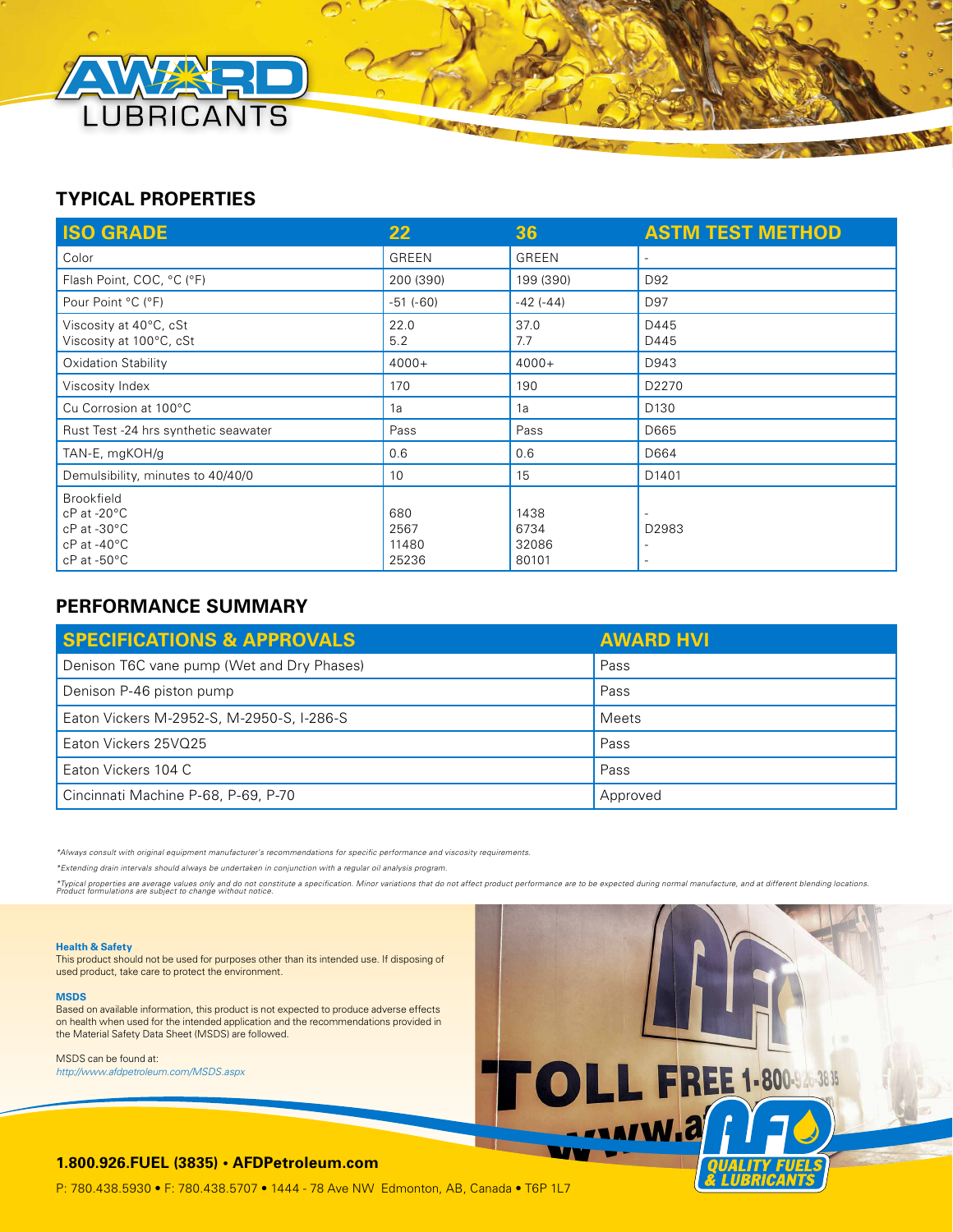## TYPICAL PROPERTIES

| ISO GRADE | 22 | 36 | ASTM TEST METHOD |
|---|---|---|---|
| Color | GREEN | GREEN | - |
| Flash Point, COC, °C (°F) | 200 (390) | 199 (390) | D92 |
| Pour Point °C (°F) | -51 (-60) | -42 (-44) | D97 |
| Viscosity at 40°C, cSt<br>Viscosity at 100°C, cSt | 22.0<br>5.2 | 37.0<br>7.7 | D445<br>D445 |
| Oxidation Stability | 4000+ | 4000+ | D943 |
| Viscosity Index | 170 | 190 | D2270 |
| Cu Corrosion at 100°C | 1a | 1a | D130 |
| Rust Test -24 hrs synthetic seawater | Pass | Pass | D665 |
| TAN-E, mgKOH/g | 0.6 | 0.6 | D664 |
| Demulsibility, minutes to 40/40/0 | 10 | 15 | D1401 |
| Brookfield<br>cP at -20°C<br>cP at -30°C<br>cP at -40°C<br>cP at -50°C | <br>680<br>2567<br>11480<br>25236 | <br>1438<br>6734<br>32086<br>80101 | <br>-<br>D2983<br>-<br>- |

## PERFORMANCE SUMMARY

| SPECIFICATIONS & APPROVALS | AWARD HVI |
|---|---|
| Denison T6C vane pump (Wet and Dry Phases) | Pass |
| Denison P-46 piston pump | Pass |
| Eaton Vickers M-2952-S, M-2950-S, I-286-S | Meets |
| Eaton Vickers 25VQ25 | Pass |
| Eaton Vickers 104 C | Pass |
| Cincinnati Machine P-68, P-69, P-70 | Approved |

*\*Always consult with original equipment manufacturer's recommendations for specific performance and viscosity requirements.*

*\*Extending drain intervals should always be undertaken in conjunction with a regular oil analysis program.*

*\*Typical properties are average values only and do not constitute a specification. Minor variations that do not affect product performance are to be expected during normal manufacture, and at different blending locations. Product formulations are subject to change without notice.*

**Health & Safety**
This product should not be used for purposes other than its intended use. If disposing of used product, take care to protect the environment.

**MSDS**
Based on available information, this product is not expected to produce adverse effects on health when used for the intended application and the recommendations provided in the Material Safety Data Sheet (MSDS) are followed.

MSDS can be found at:
*http://www.afdpetroleum.com/MSDS.aspx*

**1.800.926.FUEL (3835) • AFDPetroleum.com**

P: 780.438.5930 • F: 780.438.5707 • 1444 - 78 Ave NW Edmonton, AB, Canada • T6P 1L7